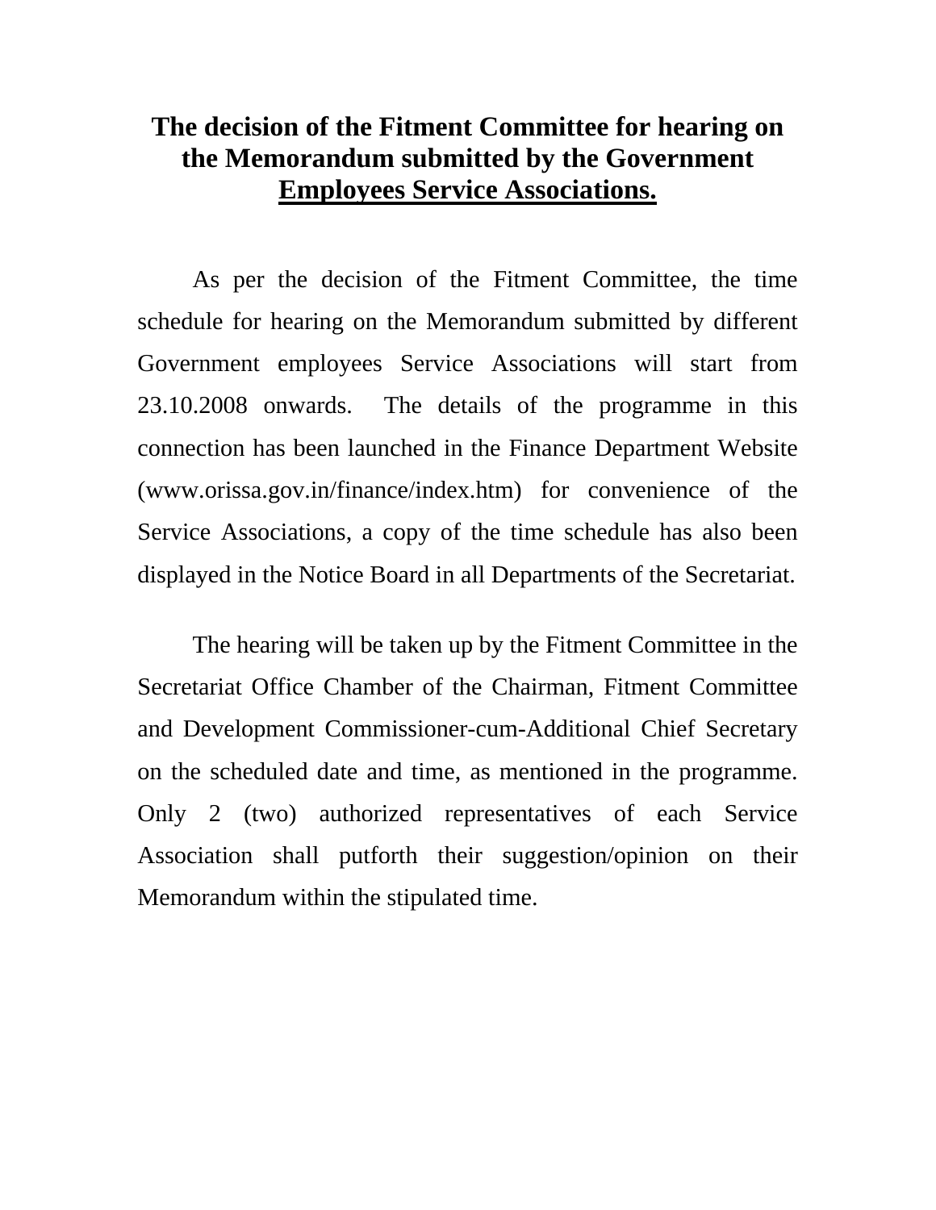# The decision of the Fitment Committee for hearing on the Memorandum submitted by the Government Employees Service Associations.

As per the decision of the Fitment Committee, the time schedule for hearing on the Memorandum submitted by different Government employees Service Associations will start from 23.10.2008 onwards. The details of the programme in this connection has been launched in the Finance Department Website (www.orissa.gov.in/finance/index.htm) for convenience of the Service Associations, a copy of the time schedule has also been displayed in the Notice Board in all Departments of the Secretariat.

The hearing will be taken up by the Fitment Committee in the Secretariat Office Chamber of the Chairman, Fitment Committee and Development Commissioner-cum-Additional Chief Secretary on the scheduled date and time, as mentioned in the programme. Only 2 (two) authorized representatives of each Service Association shall putforth their suggestion/opinion on their Memorandum within the stipulated time.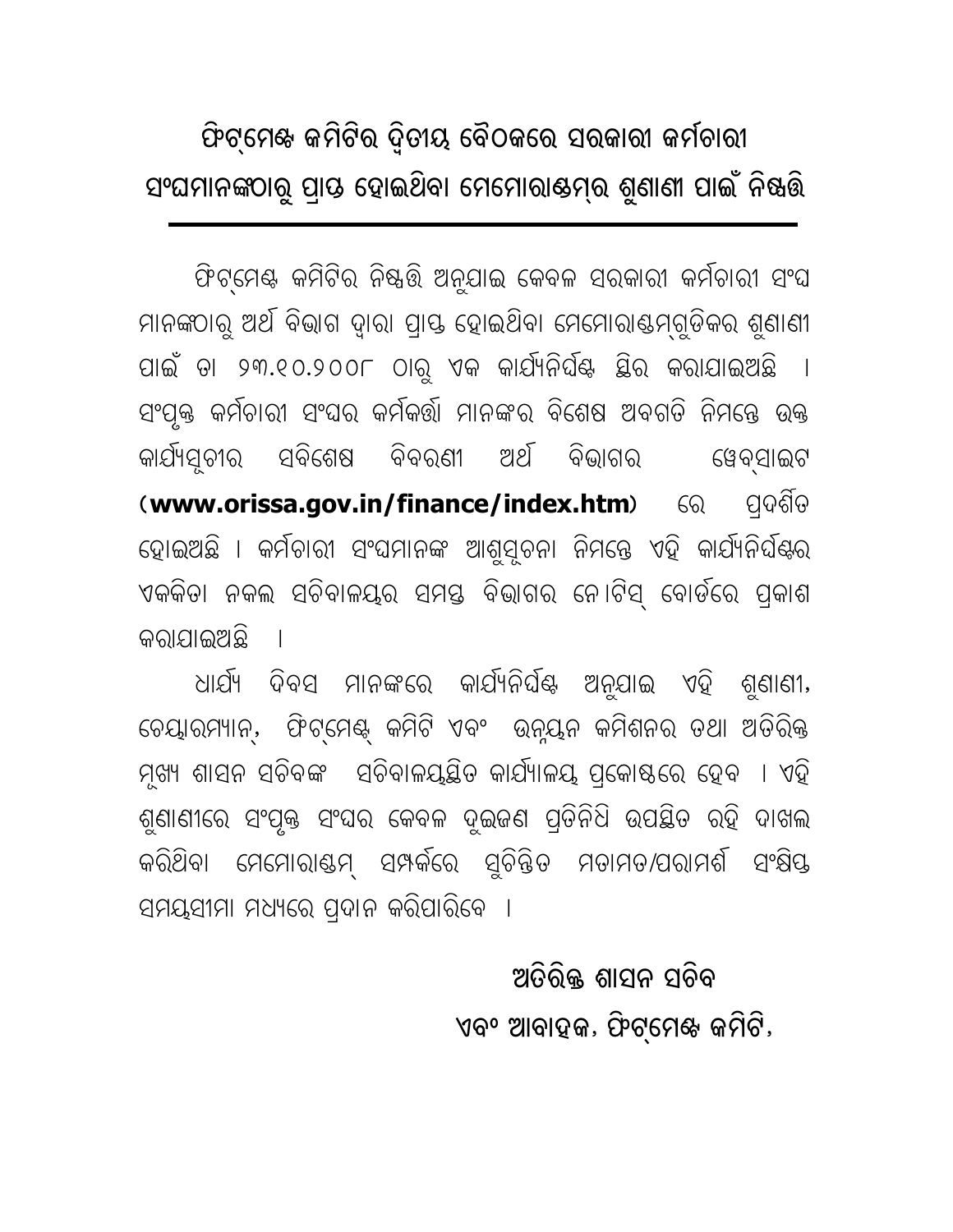# ଫିଟ୍‌ମେଣ୍ଟ କମିଟିର ଦ୍ୱିତୀୟ ବୈଠକରେ ସରକାରୀ କର୍ମଚାରୀ ସଂଘମାନଙ୍କଠାରୁ ପ୍ରାପ୍ତ ହୋଇଥିବା ମେମୋରାଣ୍ଡମ୍‌ର ଶୁଣାଣୀ ପାଇଁ ନିଷ୍ପତ୍ତି

---

ଫିଟ୍‌ମେଣ୍ଟ କମିଟିର ନିଷ୍ପତ୍ତି ଅନୁଯାଇ କେବଳ ସରକାରୀ କର୍ମଚାରୀ ସଂଘ ମାନଙ୍କଠାରୁ ଅର୍ଥ ବିଭାଗ ଦ୍ୱାରା ପ୍ରାପ୍ତ ହୋଇଥିବା ମେମୋରାଣ୍ଡମ୍‌ଗୁଡିକର ଶୁଣାଣୀ ପାଇଁ ତା ୨୩.୧୦.୨୦୦୮ ଠାରୁ ଏକ କାର୍ଯ୍ୟନିର୍ଘଣ୍ଟ ସ୍ଥିର କରାଯାଇଅଛି । ସଂପୃକ୍ତ କର୍ମଚାରୀ ସଂଘର କର୍ମକର୍ତ୍ତା ମାନଙ୍କର ବିଶେଷ ଅବଗତି ନିମନ୍ତେ ଉକ୍ତ କାର୍ଯ୍ୟସୂଚୀର ସବିଶେଷ ବିବରଣୀ ଅର୍ଥ ବିଭାଗର ୱେବ୍‌ସାଇଟ **(www.orissa.gov.in/finance/index.htm)** ରେ ପ୍ରଦର୍ଶିତ ହୋଇଅଛି । କର୍ମଚାରୀ ସଂଘମାନଙ୍କ ଆଶୁସୂଚନା ନିମନ୍ତେ ଏହି କାର୍ଯ୍ୟନିର୍ଘଣ୍ଟର ଏକକିତା ନକଲ ସଚିବାଳୟର ସମସ୍ତ ବିଭାଗର ନୋଟିସ୍ ବୋର୍ଡରେ ପ୍ରକାଶ କରାଯାଇଅଛି ।

ଧାର୍ଯ୍ୟ ଦିବସ ମାନଙ୍କରେ କାର୍ଯ୍ୟନିର୍ଘଣ୍ଟ ଅନୁଯାଇ ଏହି ଶୁଣାଣୀ, ଚେୟାରମ୍ୟାନ୍, ଫିଟ୍‌ମେଣ୍ଟ୍ କମିଟି ଏବଂ ଉନ୍ନୟନ କମିଶନର ତଥା ଅତିରିକ୍ତ ମୁଖ୍ୟ ଶାସନ ସଚିବଙ୍କ ସଚିବାଳୟସ୍ଥିତ କାର୍ଯ୍ୟାଳୟ ପ୍ରକୋଷ୍ଠରେ ହେବ । ଏହି ଶୁଣାଣୀରେ ସଂପୃକ୍ତ ସଂଘର କେବଳ ଦୁଇଜଣ ପ୍ରତିନିଧି ଉପସ୍ଥିତ ରହି ଦାଖଲ କରିଥିବା ମେମୋରାଣ୍ଡମ୍ ସମ୍ପର୍କରେ ସୁଚିନ୍ତିତ ମତାମତ/ପରାମର୍ଶ ସଂକ୍ଷିପ୍ତ ସମୟସୀମା ମଧ୍ୟରେ ପ୍ରଦାନ କରିପାରିବେ ।

**ଅତିରିକ୍ତ ଶାସନ ସଚିବ**
**ଏବଂ ଆବାହକ, ଫିଟ୍‌ମେଣ୍ଟ କମିଟି,**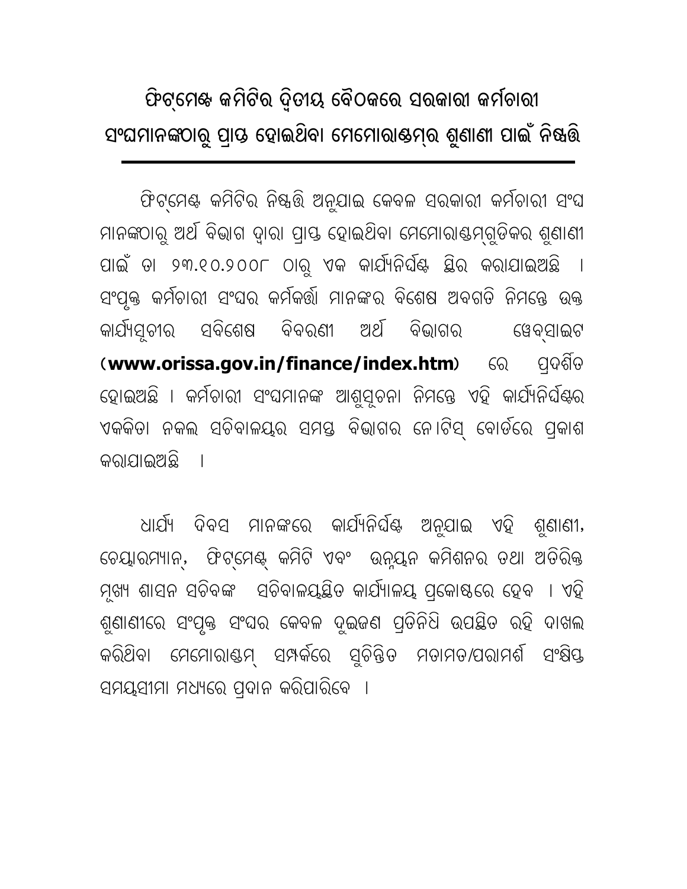# ଫିଟ୍‌ମେଣ୍ଟ କମିଟିର ଦ୍ୱିତୀୟ ବୈଠକରେ ସରକାରୀ କର୍ମଚାରୀ ସଂଘମାନଙ୍କଠାରୁ ପ୍ରାପ୍ତ ହୋଇଥିବା ମେମୋରାଣ୍ଡମ୍‌ର ଶୁଣାଣୀ ପାଇଁ ନିଷ୍ପତ୍ତି

ଫିଟ୍‌ମେଣ୍ଟ କମିଟିର ନିଷ୍ପତ୍ତି ଅନୁଯାଇ କେବଳ ସରକାରୀ କର୍ମଚାରୀ ସଂଘ ମାନଙ୍କଠାରୁ ଅର୍ଥ ବିଭାଗ ଦ୍ୱାରା ପ୍ରାପ୍ତ ହୋଇଥିବା ମେମୋରାଣ୍ଡମ୍‌ଗୁଡିକର ଶୁଣାଣୀ ପାଇଁ ତା ୨୩.୧୦.୨୦୦୮ ଠାରୁ ଏକ କାର୍ଯ୍ୟନିର୍ଘଣ୍ଟ ସ୍ଥିର କରାଯାଇଅଛି । ସଂପୃକ୍ତ କର୍ମଚାରୀ ସଂଘର କର୍ମକର୍ତ୍ତା ମାନଙ୍କର ବିଶେଷ ଅବଗତି ନିମନ୍ତେ ଉକ୍ତ କାର୍ଯ୍ୟସୂଚୀର ସବିଶେଷ ବିବରଣୀ ଅର୍ଥ ବିଭାଗର ୱେବ୍‌ସାଇଟ **(www.orissa.gov.in/finance/index.htm)** ରେ ପ୍ରଦର୍ଶିତ ହୋଇଅଛି । କର୍ମଚାରୀ ସଂଘମାନଙ୍କ ଆଶୁସୂଚନା ନିମନ୍ତେ ଏହି କାର୍ଯ୍ୟନିର୍ଘଣ୍ଟର ଏକକିତା ନକଲ ସଚିବାଳୟର ସମସ୍ତ ବିଭାଗର ନୋଟିସ୍ ବୋର୍ଡରେ ପ୍ରକାଶ କରାଯାଇଅଛି ।

ଧାର୍ଯ୍ୟ ଦିବସ ମାନଙ୍କରେ କାର୍ଯ୍ୟନିର୍ଘଣ୍ଟ ଅନୁଯାଇ ଏହି ଶୁଣାଣୀ, ଚେୟାରମ୍ୟାନ୍, ଫିଟ୍‌ମେଣ୍ଟ୍ କମିଟି ଏବଂ ଉନ୍ନୟନ କମିଶନର ତଥା ଅତିରିକ୍ତ ମୁଖ୍ୟ ଶାସନ ସଚିବଙ୍କ ସଚିବାଳୟସ୍ଥିତ କାର୍ଯ୍ୟାଳୟ ପ୍ରକୋଷ୍ଠରେ ହେବ । ଏହି ଶୁଣାଣୀରେ ସଂପୃକ୍ତ ସଂଘର କେବଳ ଦୁଇଜଣ ପ୍ରତିନିଧି ଉପସ୍ଥିତ ରହି ଦାଖଲ କରିଥିବା ମେମୋରାଣ୍ଡମ୍ ସମ୍ପର୍କରେ ସୁଚିନ୍ତିତ ମତାମତ/ପରାମର୍ଶ ସଂକ୍ଷିପ୍ତ ସମୟସୀମା ମଧ୍ୟରେ ପ୍ରଦାନ କରିପାରିବେ ।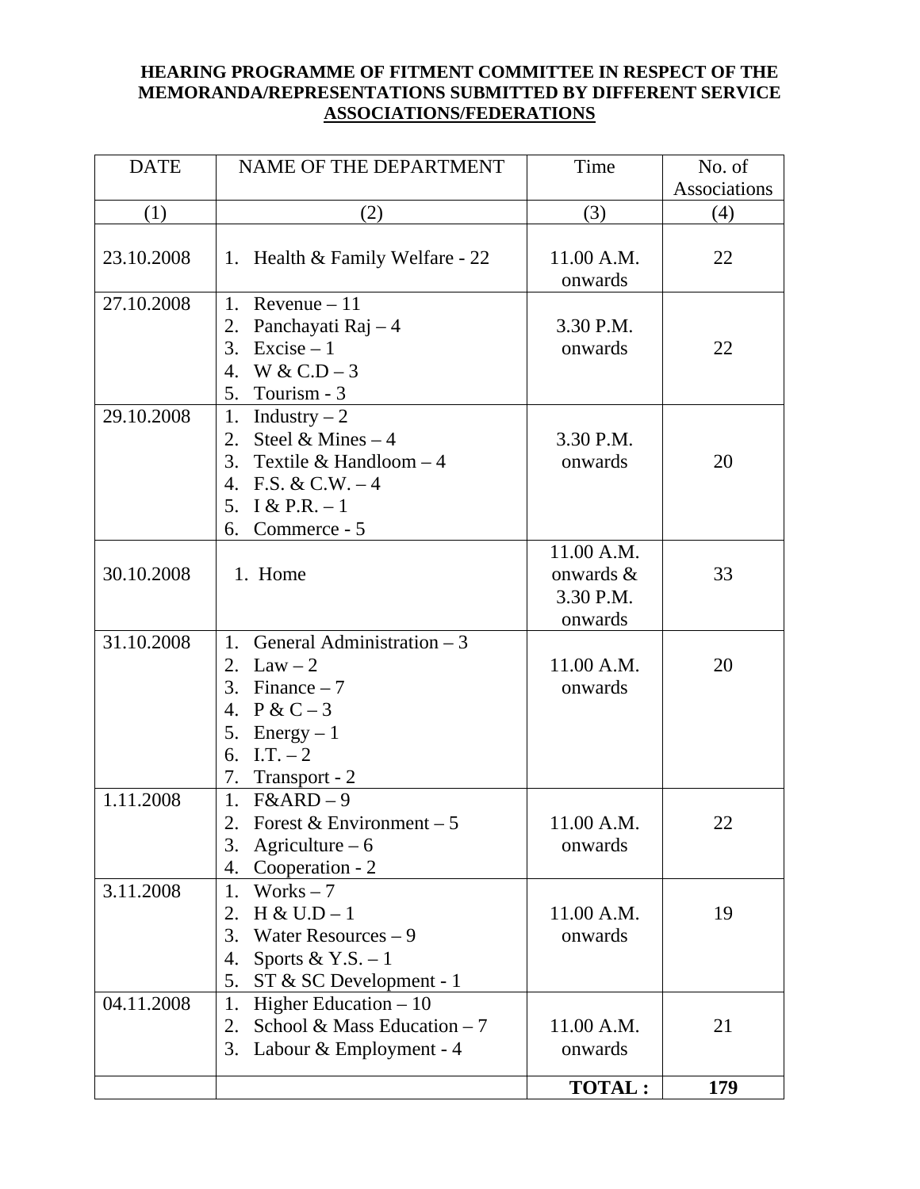**HEARING PROGRAMME OF FITMENT COMMITTEE IN RESPECT OF THE MEMORANDA/REPRESENTATIONS SUBMITTED BY DIFFERENT SERVICE ASSOCIATIONS/FEDERATIONS**

| DATE | NAME OF THE DEPARTMENT | Time | No. of Associations |
|---|---|---|---|
| (1) | (2) | (3) | (4) |
| 23.10.2008 | 1. Health & Family Welfare - 22 | 11.00 A.M. onwards | 22 |
| 27.10.2008 | 1. Revenue – 11<br>2. Panchayati Raj – 4<br>3. Excise – 1<br>4. W & C.D – 3<br>5. Tourism - 3 | 3.30 P.M. onwards | 22 |
| 29.10.2008 | 1. Industry – 2<br>2. Steel & Mines – 4<br>3. Textile & Handloom – 4<br>4. F.S. & C.W. – 4<br>5. I & P.R. – 1<br>6. Commerce - 5 | 3.30 P.M. onwards | 20 |
| 30.10.2008 | 1. Home | 11.00 A.M. onwards & 3.30 P.M. onwards | 33 |
| 31.10.2008 | 1. General Administration – 3<br>2. Law – 2<br>3. Finance – 7<br>4. P & C – 3<br>5. Energy – 1<br>6. I.T. – 2<br>7. Transport - 2 | 11.00 A.M. onwards | 20 |
| 1.11.2008 | 1. F&ARD – 9<br>2. Forest & Environment – 5<br>3. Agriculture – 6<br>4. Cooperation - 2 | 11.00 A.M. onwards | 22 |
| 3.11.2008 | 1. Works – 7<br>2. H & U.D – 1<br>3. Water Resources – 9<br>4. Sports & Y.S. – 1<br>5. ST & SC Development - 1 | 11.00 A.M. onwards | 19 |
| 04.11.2008 | 1. Higher Education – 10<br>2. School & Mass Education – 7<br>3. Labour & Employment - 4 | 11.00 A.M. onwards | 21 |
| | | **TOTAL :** | **179** |